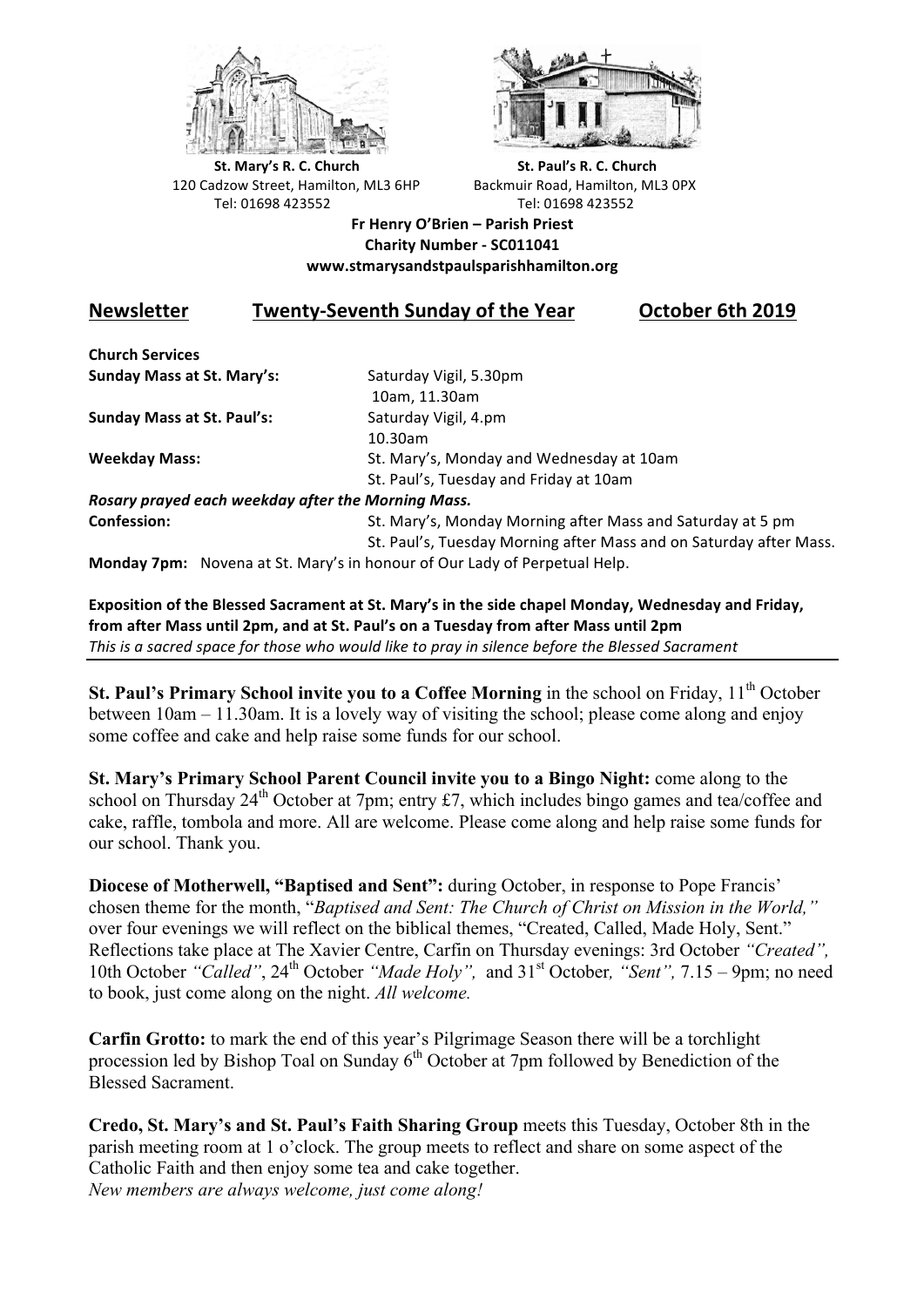**St. Mary's R. C. Church**
120 Cadzow Street, Hamilton, ML3 6HP
Tel: 01698 423552

**St. Paul's R. C. Church**
Backmuir Road, Hamilton, ML3 0PX
Tel: 01698 423552

**Fr Henry O'Brien – Parish Priest**
**Charity Number - SC011041**
**www.stmarysandstpaulsparishhamilton.org**

## Newsletter Twenty-Seventh Sunday of the Year October 6th 2019

**Church Services**

| | |
|---|---|
| **Sunday Mass at St. Mary's:** | Saturday Vigil, 5.30pm<br>10am, 11.30am |
| **Sunday Mass at St. Paul's:** | Saturday Vigil, 4.pm<br>10.30am |
| **Weekday Mass:** | St. Mary's, Monday and Wednesday at 10am<br>St. Paul's, Tuesday and Friday at 10am |

***Rosary prayed each weekday after the Morning Mass.***

| | |
|---|---|
| **Confession:** | St. Mary's, Monday Morning after Mass and Saturday at 5 pm<br>St. Paul's, Tuesday Morning after Mass and on Saturday after Mass. |

**Monday 7pm:** Novena at St. Mary's in honour of Our Lady of Perpetual Help.

**Exposition of the Blessed Sacrament at St. Mary's in the side chapel Monday, Wednesday and Friday, from after Mass until 2pm, and at St. Paul's on a Tuesday from after Mass until 2pm**
*This is a sacred space for those who would like to pray in silence before the Blessed Sacrament*

---

**St. Paul's Primary School invite you to a Coffee Morning** in the school on Friday, 11th October between 10am – 11.30am. It is a lovely way of visiting the school; please come along and enjoy some coffee and cake and help raise some funds for our school.

**St. Mary's Primary School Parent Council invite you to a Bingo Night:** come along to the school on Thursday 24th October at 7pm; entry £7, which includes bingo games and tea/coffee and cake, raffle, tombola and more. All are welcome. Please come along and help raise some funds for our school. Thank you.

**Diocese of Motherwell, "Baptised and Sent":** during October, in response to Pope Francis' chosen theme for the month, "*Baptised and Sent: The Church of Christ on Mission in the World,*" over four evenings we will reflect on the biblical themes, "Created, Called, Made Holy, Sent." Reflections take place at The Xavier Centre, Carfin on Thursday evenings: 3rd October *"Created",* 10th October *"Called"*, 24th October *"Made Holy",* and 31st October*, "Sent",* 7.15 – 9pm; no need to book, just come along on the night. *All welcome.*

**Carfin Grotto:** to mark the end of this year's Pilgrimage Season there will be a torchlight procession led by Bishop Toal on Sunday 6th October at 7pm followed by Benediction of the Blessed Sacrament.

**Credo, St. Mary's and St. Paul's Faith Sharing Group** meets this Tuesday, October 8th in the parish meeting room at 1 o'clock. The group meets to reflect and share on some aspect of the Catholic Faith and then enjoy some tea and cake together.
*New members are always welcome, just come along!*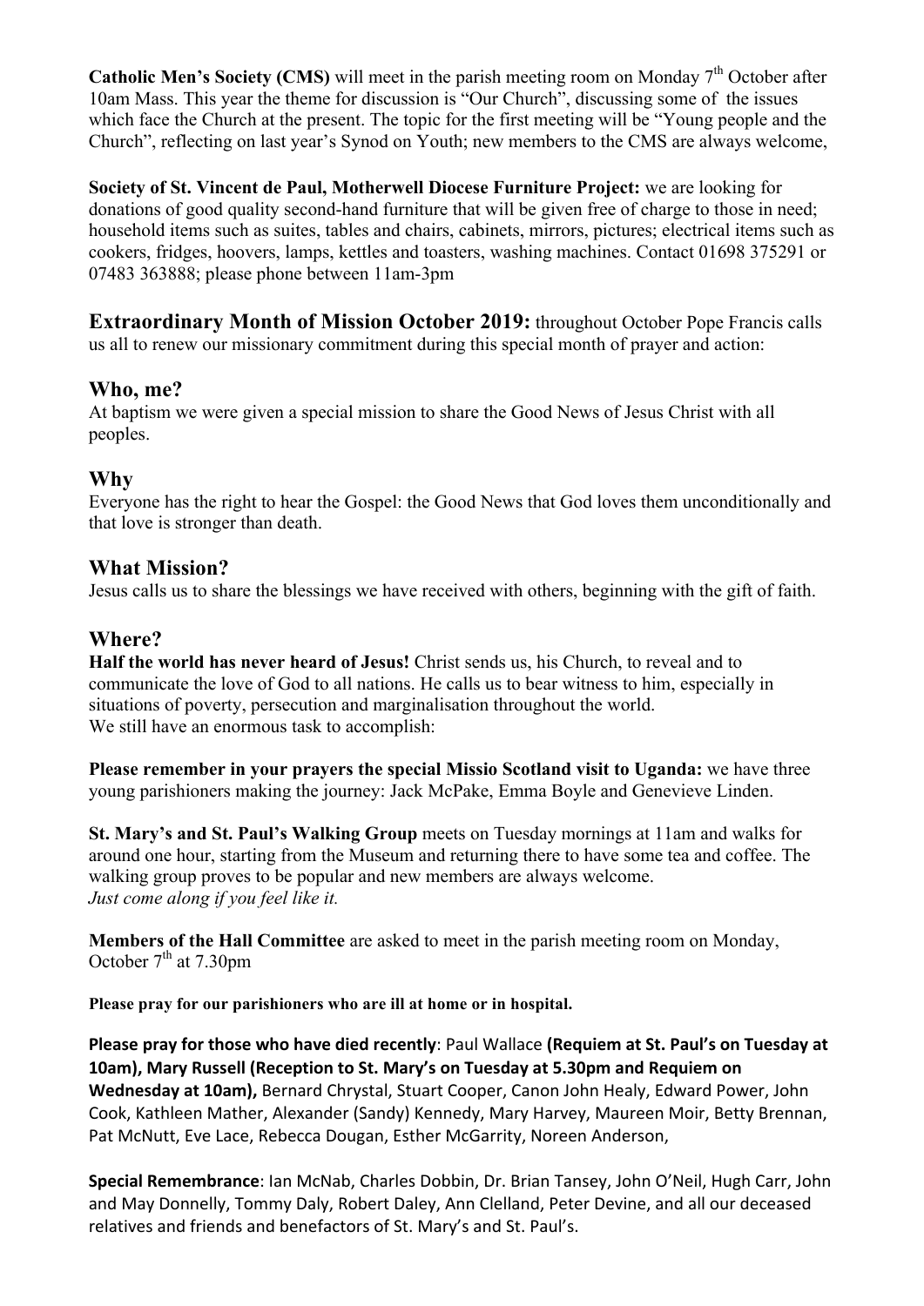**Catholic Men's Society (CMS)** will meet in the parish meeting room on Monday 7th October after 10am Mass. This year the theme for discussion is "Our Church", discussing some of the issues which face the Church at the present. The topic for the first meeting will be "Young people and the Church", reflecting on last year's Synod on Youth; new members to the CMS are always welcome,

**Society of St. Vincent de Paul, Motherwell Diocese Furniture Project:** we are looking for donations of good quality second-hand furniture that will be given free of charge to those in need; household items such as suites, tables and chairs, cabinets, mirrors, pictures; electrical items such as cookers, fridges, hoovers, lamps, kettles and toasters, washing machines. Contact 01698 375291 or 07483 363888; please phone between 11am-3pm

**Extraordinary Month of Mission October 2019:** throughout October Pope Francis calls us all to renew our missionary commitment during this special month of prayer and action:

## Who, me?

At baptism we were given a special mission to share the Good News of Jesus Christ with all peoples.

## Why

Everyone has the right to hear the Gospel: the Good News that God loves them unconditionally and that love is stronger than death.

## What Mission?

Jesus calls us to share the blessings we have received with others, beginning with the gift of faith.

## Where?

**Half the world has never heard of Jesus!** Christ sends us, his Church, to reveal and to communicate the love of God to all nations. He calls us to bear witness to him, especially in situations of poverty, persecution and marginalisation throughout the world.
We still have an enormous task to accomplish:

**Please remember in your prayers the special Missio Scotland visit to Uganda:** we have three young parishioners making the journey: Jack McPake, Emma Boyle and Genevieve Linden.

**St. Mary's and St. Paul's Walking Group** meets on Tuesday mornings at 11am and walks for around one hour, starting from the Museum and returning there to have some tea and coffee. The walking group proves to be popular and new members are always welcome.
*Just come along if you feel like it.*

**Members of the Hall Committee** are asked to meet in the parish meeting room on Monday, October 7th at 7.30pm

**Please pray for our parishioners who are ill at home or in hospital.**

**Please pray for those who have died recently**: Paul Wallace **(Requiem at St. Paul's on Tuesday at 10am), Mary Russell (Reception to St. Mary's on Tuesday at 5.30pm and Requiem on Wednesday at 10am),** Bernard Chrystal, Stuart Cooper, Canon John Healy, Edward Power, John Cook, Kathleen Mather, Alexander (Sandy) Kennedy, Mary Harvey, Maureen Moir, Betty Brennan, Pat McNutt, Eve Lace, Rebecca Dougan, Esther McGarrity, Noreen Anderson,

**Special Remembrance**: Ian McNab, Charles Dobbin, Dr. Brian Tansey, John O'Neil, Hugh Carr, John and May Donnelly, Tommy Daly, Robert Daley, Ann Clelland, Peter Devine, and all our deceased relatives and friends and benefactors of St. Mary's and St. Paul's.